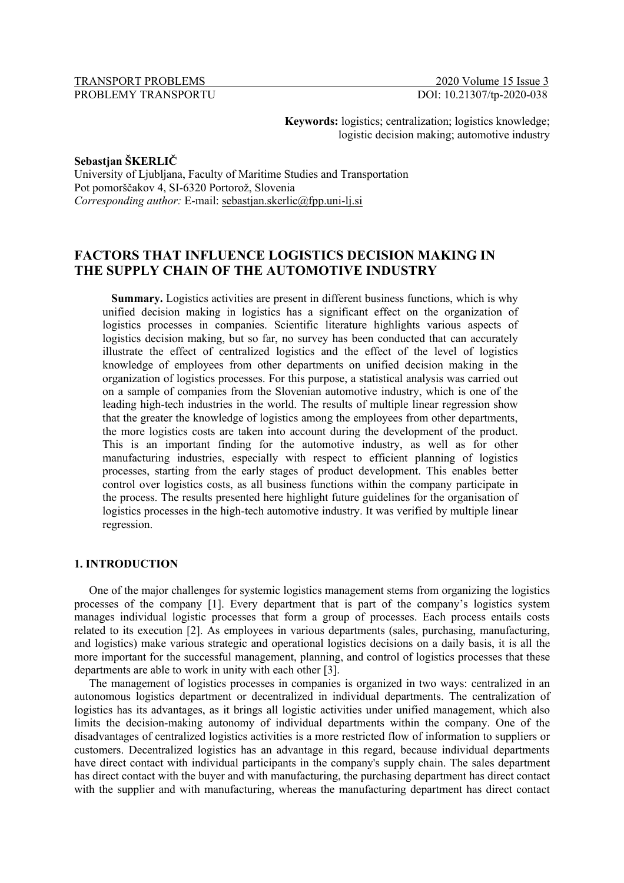**Keywords:** logistics; centralization; logistics knowledge; logistic decision making; automotive industry

**Sebastjan ŠKERLIČ**
University of Ljubljana, Faculty of Maritime Studies and Transportation
Pot pomorščakov 4, SI-6320 Portorož, Slovenia
*Corresponding author:* E-mail: sebastjan.skerlic@fpp.uni-lj.si

# FACTORS THAT INFLUENCE LOGISTICS DECISION MAKING IN THE SUPPLY CHAIN OF THE AUTOMOTIVE INDUSTRY

**Summary.** Logistics activities are present in different business functions, which is why unified decision making in logistics has a significant effect on the organization of logistics processes in companies. Scientific literature highlights various aspects of logistics decision making, but so far, no survey has been conducted that can accurately illustrate the effect of centralized logistics and the effect of the level of logistics knowledge of employees from other departments on unified decision making in the organization of logistics processes. For this purpose, a statistical analysis was carried out on a sample of companies from the Slovenian automotive industry, which is one of the leading high-tech industries in the world. The results of multiple linear regression show that the greater the knowledge of logistics among the employees from other departments, the more logistics costs are taken into account during the development of the product. This is an important finding for the automotive industry, as well as for other manufacturing industries, especially with respect to efficient planning of logistics processes, starting from the early stages of product development. This enables better control over logistics costs, as all business functions within the company participate in the process. The results presented here highlight future guidelines for the organisation of logistics processes in the high-tech automotive industry. It was verified by multiple linear regression.

## 1. INTRODUCTION

One of the major challenges for systemic logistics management stems from organizing the logistics processes of the company [1]. Every department that is part of the company's logistics system manages individual logistic processes that form a group of processes. Each process entails costs related to its execution [2]. As employees in various departments (sales, purchasing, manufacturing, and logistics) make various strategic and operational logistics decisions on a daily basis, it is all the more important for the successful management, planning, and control of logistics processes that these departments are able to work in unity with each other [3].

The management of logistics processes in companies is organized in two ways: centralized in an autonomous logistics department or decentralized in individual departments. The centralization of logistics has its advantages, as it brings all logistic activities under unified management, which also limits the decision-making autonomy of individual departments within the company. One of the disadvantages of centralized logistics activities is a more restricted flow of information to suppliers or customers. Decentralized logistics has an advantage in this regard, because individual departments have direct contact with individual participants in the company's supply chain. The sales department has direct contact with the buyer and with manufacturing, the purchasing department has direct contact with the supplier and with manufacturing, whereas the manufacturing department has direct contact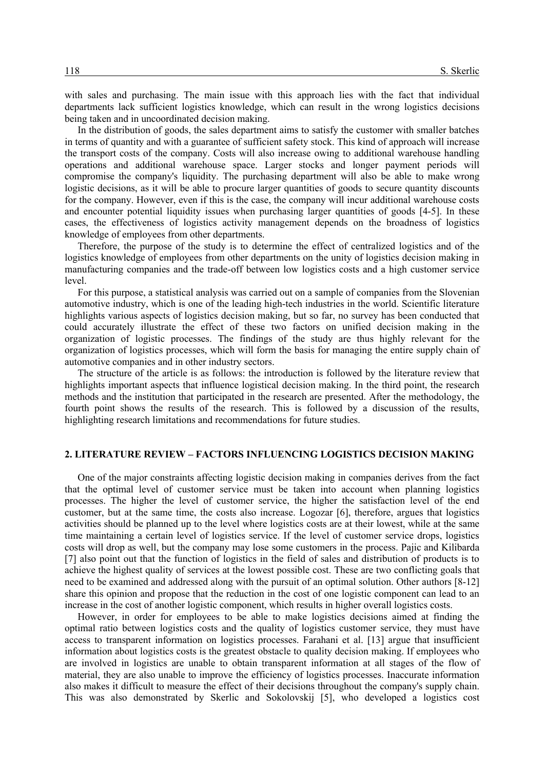with sales and purchasing. The main issue with this approach lies with the fact that individual departments lack sufficient logistics knowledge, which can result in the wrong logistics decisions being taken and in uncoordinated decision making.

In the distribution of goods, the sales department aims to satisfy the customer with smaller batches in terms of quantity and with a guarantee of sufficient safety stock. This kind of approach will increase the transport costs of the company. Costs will also increase owing to additional warehouse handling operations and additional warehouse space. Larger stocks and longer payment periods will compromise the company's liquidity. The purchasing department will also be able to make wrong logistic decisions, as it will be able to procure larger quantities of goods to secure quantity discounts for the company. However, even if this is the case, the company will incur additional warehouse costs and encounter potential liquidity issues when purchasing larger quantities of goods [4-5]. In these cases, the effectiveness of logistics activity management depends on the broadness of logistics knowledge of employees from other departments.

Therefore, the purpose of the study is to determine the effect of centralized logistics and of the logistics knowledge of employees from other departments on the unity of logistics decision making in manufacturing companies and the trade-off between low logistics costs and a high customer service level.

For this purpose, a statistical analysis was carried out on a sample of companies from the Slovenian automotive industry, which is one of the leading high-tech industries in the world. Scientific literature highlights various aspects of logistics decision making, but so far, no survey has been conducted that could accurately illustrate the effect of these two factors on unified decision making in the organization of logistic processes. The findings of the study are thus highly relevant for the organization of logistics processes, which will form the basis for managing the entire supply chain of automotive companies and in other industry sectors.

The structure of the article is as follows: the introduction is followed by the literature review that highlights important aspects that influence logistical decision making. In the third point, the research methods and the institution that participated in the research are presented. After the methodology, the fourth point shows the results of the research. This is followed by a discussion of the results, highlighting research limitations and recommendations for future studies.

## 2. LITERATURE REVIEW – FACTORS INFLUENCING LOGISTICS DECISION MAKING

One of the major constraints affecting logistic decision making in companies derives from the fact that the optimal level of customer service must be taken into account when planning logistics processes. The higher the level of customer service, the higher the satisfaction level of the end customer, but at the same time, the costs also increase. Logozar [6], therefore, argues that logistics activities should be planned up to the level where logistics costs are at their lowest, while at the same time maintaining a certain level of logistics service. If the level of customer service drops, logistics costs will drop as well, but the company may lose some customers in the process. Pajic and Kilibarda [7] also point out that the function of logistics in the field of sales and distribution of products is to achieve the highest quality of services at the lowest possible cost. These are two conflicting goals that need to be examined and addressed along with the pursuit of an optimal solution. Other authors [8-12] share this opinion and propose that the reduction in the cost of one logistic component can lead to an increase in the cost of another logistic component, which results in higher overall logistics costs.

However, in order for employees to be able to make logistics decisions aimed at finding the optimal ratio between logistics costs and the quality of logistics customer service, they must have access to transparent information on logistics processes. Farahani et al. [13] argue that insufficient information about logistics costs is the greatest obstacle to quality decision making. If employees who are involved in logistics are unable to obtain transparent information at all stages of the flow of material, they are also unable to improve the efficiency of logistics processes. Inaccurate information also makes it difficult to measure the effect of their decisions throughout the company's supply chain. This was also demonstrated by Skerlic and Sokolovskij [5], who developed a logistics cost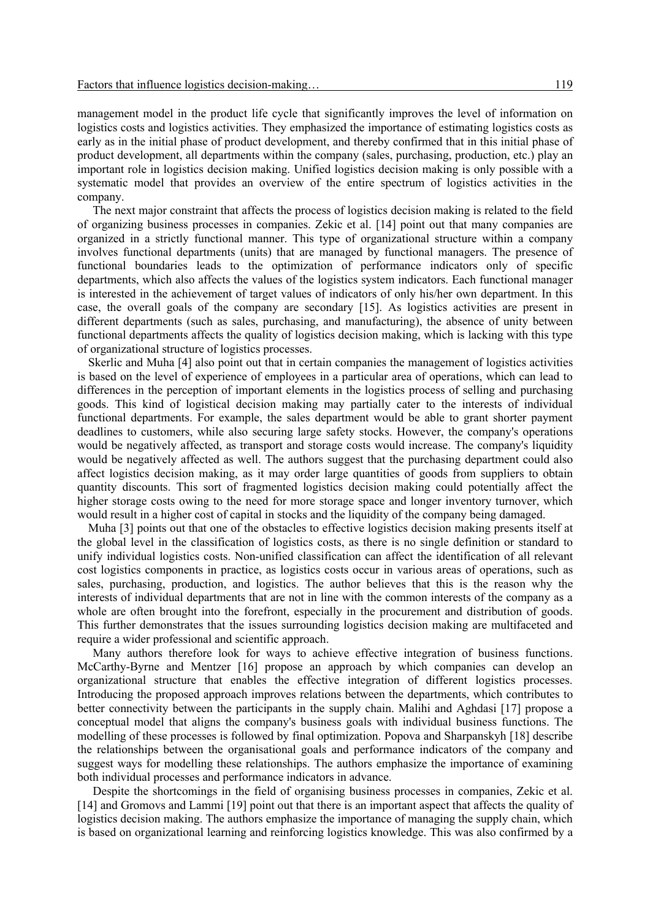management model in the product life cycle that significantly improves the level of information on logistics costs and logistics activities. They emphasized the importance of estimating logistics costs as early as in the initial phase of product development, and thereby confirmed that in this initial phase of product development, all departments within the company (sales, purchasing, production, etc.) play an important role in logistics decision making. Unified logistics decision making is only possible with a systematic model that provides an overview of the entire spectrum of logistics activities in the company.

The next major constraint that affects the process of logistics decision making is related to the field of organizing business processes in companies. Zekic et al. [14] point out that many companies are organized in a strictly functional manner. This type of organizational structure within a company involves functional departments (units) that are managed by functional managers. The presence of functional boundaries leads to the optimization of performance indicators only of specific departments, which also affects the values of the logistics system indicators. Each functional manager is interested in the achievement of target values of indicators of only his/her own department. In this case, the overall goals of the company are secondary [15]. As logistics activities are present in different departments (such as sales, purchasing, and manufacturing), the absence of unity between functional departments affects the quality of logistics decision making, which is lacking with this type of organizational structure of logistics processes.

Skerlic and Muha [4] also point out that in certain companies the management of logistics activities is based on the level of experience of employees in a particular area of operations, which can lead to differences in the perception of important elements in the logistics process of selling and purchasing goods. This kind of logistical decision making may partially cater to the interests of individual functional departments. For example, the sales department would be able to grant shorter payment deadlines to customers, while also securing large safety stocks. However, the company's operations would be negatively affected, as transport and storage costs would increase. The company's liquidity would be negatively affected as well. The authors suggest that the purchasing department could also affect logistics decision making, as it may order large quantities of goods from suppliers to obtain quantity discounts. This sort of fragmented logistics decision making could potentially affect the higher storage costs owing to the need for more storage space and longer inventory turnover, which would result in a higher cost of capital in stocks and the liquidity of the company being damaged.

Muha [3] points out that one of the obstacles to effective logistics decision making presents itself at the global level in the classification of logistics costs, as there is no single definition or standard to unify individual logistics costs. Non-unified classification can affect the identification of all relevant cost logistics components in practice, as logistics costs occur in various areas of operations, such as sales, purchasing, production, and logistics. The author believes that this is the reason why the interests of individual departments that are not in line with the common interests of the company as a whole are often brought into the forefront, especially in the procurement and distribution of goods. This further demonstrates that the issues surrounding logistics decision making are multifaceted and require a wider professional and scientific approach.

Many authors therefore look for ways to achieve effective integration of business functions. McCarthy-Byrne and Mentzer [16] propose an approach by which companies can develop an organizational structure that enables the effective integration of different logistics processes. Introducing the proposed approach improves relations between the departments, which contributes to better connectivity between the participants in the supply chain. Malihi and Aghdasi [17] propose a conceptual model that aligns the company's business goals with individual business functions. The modelling of these processes is followed by final optimization. Popova and Sharpanskyh [18] describe the relationships between the organisational goals and performance indicators of the company and suggest ways for modelling these relationships. The authors emphasize the importance of examining both individual processes and performance indicators in advance.

Despite the shortcomings in the field of organising business processes in companies, Zekic et al. [14] and Gromovs and Lammi [19] point out that there is an important aspect that affects the quality of logistics decision making. The authors emphasize the importance of managing the supply chain, which is based on organizational learning and reinforcing logistics knowledge. This was also confirmed by a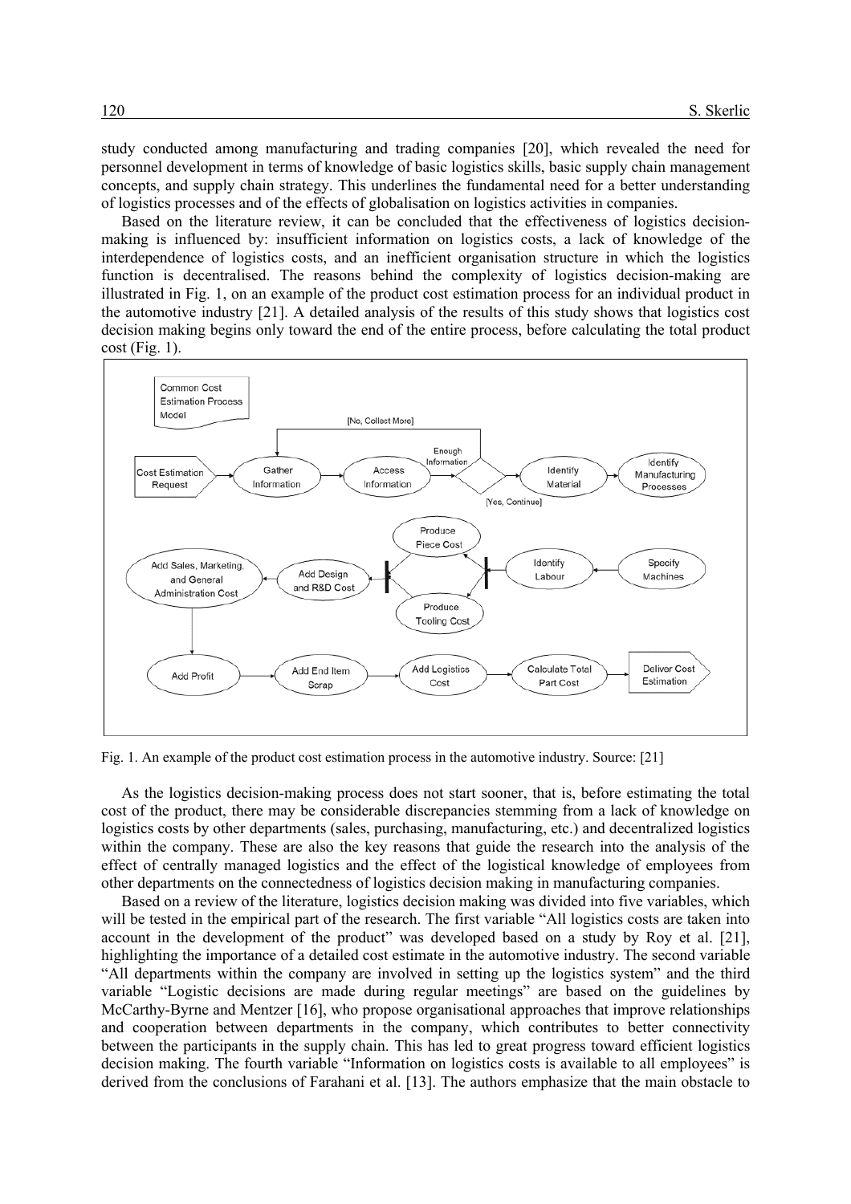study conducted among manufacturing and trading companies [20], which revealed the need for personnel development in terms of knowledge of basic logistics skills, basic supply chain management concepts, and supply chain strategy. This underlines the fundamental need for a better understanding of logistics processes and of the effects of globalisation on logistics activities in companies.

Based on the literature review, it can be concluded that the effectiveness of logistics decision-making is influenced by: insufficient information on logistics costs, a lack of knowledge of the interdependence of logistics costs, and an inefficient organisation structure in which the logistics function is decentralised. The reasons behind the complexity of logistics decision-making are illustrated in Fig. 1, on an example of the product cost estimation process for an individual product in the automotive industry [21]. A detailed analysis of the results of this study shows that logistics cost decision making begins only toward the end of the entire process, before calculating the total product cost (Fig. 1).

Fig. 1. An example of the product cost estimation process in the automotive industry. Source: [21]

As the logistics decision-making process does not start sooner, that is, before estimating the total cost of the product, there may be considerable discrepancies stemming from a lack of knowledge on logistics costs by other departments (sales, purchasing, manufacturing, etc.) and decentralized logistics within the company. These are also the key reasons that guide the research into the analysis of the effect of centrally managed logistics and the effect of the logistical knowledge of employees from other departments on the connectedness of logistics decision making in manufacturing companies.

Based on a review of the literature, logistics decision making was divided into five variables, which will be tested in the empirical part of the research. The first variable "All logistics costs are taken into account in the development of the product" was developed based on a study by Roy et al. [21], highlighting the importance of a detailed cost estimate in the automotive industry. The second variable "All departments within the company are involved in setting up the logistics system" and the third variable "Logistic decisions are made during regular meetings" are based on the guidelines by McCarthy-Byrne and Mentzer [16], who propose organisational approaches that improve relationships and cooperation between departments in the company, which contributes to better connectivity between the participants in the supply chain. This has led to great progress toward efficient logistics decision making. The fourth variable "Information on logistics costs is available to all employees" is derived from the conclusions of Farahani et al. [13]. The authors emphasize that the main obstacle to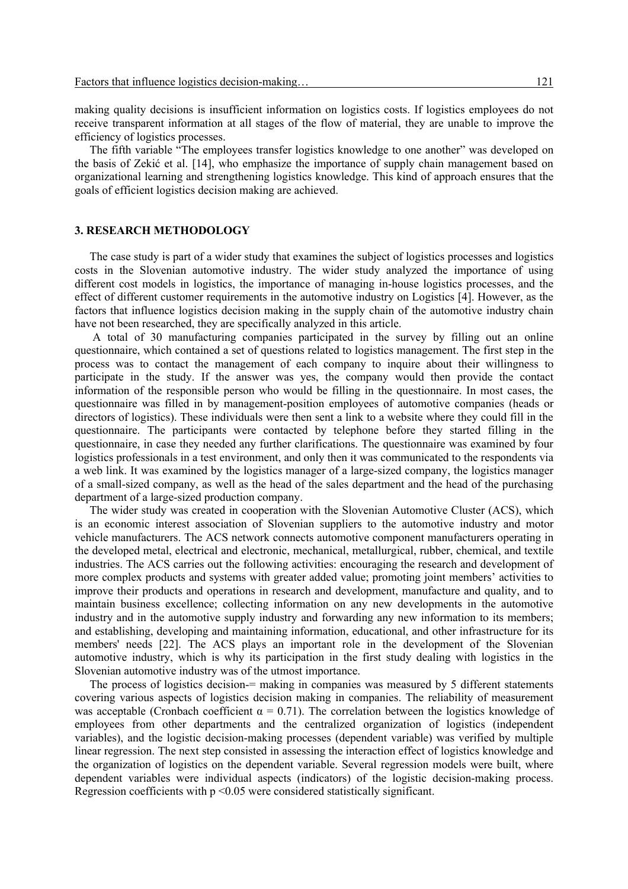making quality decisions is insufficient information on logistics costs. If logistics employees do not receive transparent information at all stages of the flow of material, they are unable to improve the efficiency of logistics processes.

The fifth variable "The employees transfer logistics knowledge to one another" was developed on the basis of Zekić et al. [14], who emphasize the importance of supply chain management based on organizational learning and strengthening logistics knowledge. This kind of approach ensures that the goals of efficient logistics decision making are achieved.

## 3. RESEARCH METHODOLOGY

The case study is part of a wider study that examines the subject of logistics processes and logistics costs in the Slovenian automotive industry. The wider study analyzed the importance of using different cost models in logistics, the importance of managing in-house logistics processes, and the effect of different customer requirements in the automotive industry on Logistics [4]. However, as the factors that influence logistics decision making in the supply chain of the automotive industry chain have not been researched, they are specifically analyzed in this article.

A total of 30 manufacturing companies participated in the survey by filling out an online questionnaire, which contained a set of questions related to logistics management. The first step in the process was to contact the management of each company to inquire about their willingness to participate in the study. If the answer was yes, the company would then provide the contact information of the responsible person who would be filling in the questionnaire. In most cases, the questionnaire was filled in by management-position employees of automotive companies (heads or directors of logistics). These individuals were then sent a link to a website where they could fill in the questionnaire. The participants were contacted by telephone before they started filling in the questionnaire, in case they needed any further clarifications. The questionnaire was examined by four logistics professionals in a test environment, and only then it was communicated to the respondents via a web link. It was examined by the logistics manager of a large-sized company, the logistics manager of a small-sized company, as well as the head of the sales department and the head of the purchasing department of a large-sized production company.

The wider study was created in cooperation with the Slovenian Automotive Cluster (ACS), which is an economic interest association of Slovenian suppliers to the automotive industry and motor vehicle manufacturers. The ACS network connects automotive component manufacturers operating in the developed metal, electrical and electronic, mechanical, metallurgical, rubber, chemical, and textile industries. The ACS carries out the following activities: encouraging the research and development of more complex products and systems with greater added value; promoting joint members' activities to improve their products and operations in research and development, manufacture and quality, and to maintain business excellence; collecting information on any new developments in the automotive industry and in the automotive supply industry and forwarding any new information to its members; and establishing, developing and maintaining information, educational, and other infrastructure for its members' needs [22]. The ACS plays an important role in the development of the Slovenian automotive industry, which is why its participation in the first study dealing with logistics in the Slovenian automotive industry was of the utmost importance.

The process of logistics decision-= making in companies was measured by 5 different statements covering various aspects of logistics decision making in companies. The reliability of measurement was acceptable (Cronbach coefficient $\alpha = 0.71$). The correlation between the logistics knowledge of employees from other departments and the centralized organization of logistics (independent variables), and the logistic decision-making processes (dependent variable) was verified by multiple linear regression. The next step consisted in assessing the interaction effect of logistics knowledge and the organization of logistics on the dependent variable. Several regression models were built, where dependent variables were individual aspects (indicators) of the logistic decision-making process. Regression coefficients with $p < 0.05$ were considered statistically significant.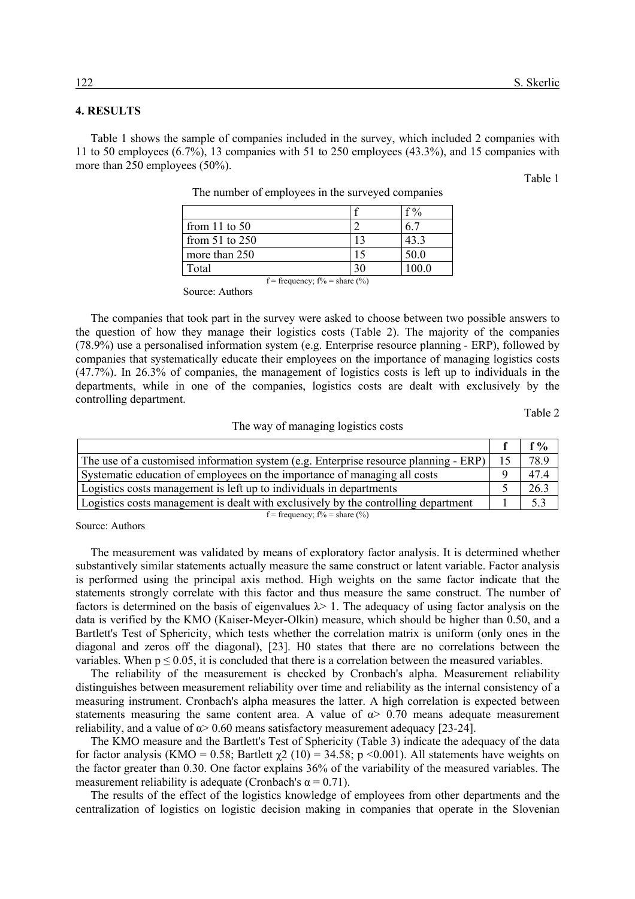## 4. RESULTS

Table 1 shows the sample of companies included in the survey, which included 2 companies with 11 to 50 employees (6.7%), 13 companies with 51 to 250 employees (43.3%), and 15 companies with more than 250 employees (50%).

Table 1

The number of employees in the surveyed companies

| | f | f % |
|---|---|---|
| from 11 to 50 | 2 | 6.7 |
| from 51 to 250 | 13 | 43.3 |
| more than 250 | 15 | 50.0 |
| Total | 30 | 100.0 |

f = frequency; f% = share (%)

Source: Authors

The companies that took part in the survey were asked to choose between two possible answers to the question of how they manage their logistics costs (Table 2). The majority of the companies (78.9%) use a personalised information system (e.g. Enterprise resource planning - ERP), followed by companies that systematically educate their employees on the importance of managing logistics costs (47.7%). In 26.3% of companies, the management of logistics costs is left up to individuals in the departments, while in one of the companies, logistics costs are dealt with exclusively by the controlling department.

Table 2

The way of managing logistics costs

| | **f** | **f %** |
|---|---|---|
| The use of a customised information system (e.g. Enterprise resource planning - ERP) | 15 | 78.9 |
| Systematic education of employees on the importance of managing all costs | 9 | 47.4 |
| Logistics costs management is left up to individuals in departments | 5 | 26.3 |
| Logistics costs management is dealt with exclusively by the controlling department | 1 | 5.3 |

f = frequency; f% = share (%)

Source: Authors

The measurement was validated by means of exploratory factor analysis. It is determined whether substantively similar statements actually measure the same construct or latent variable. Factor analysis is performed using the principal axis method. High weights on the same factor indicate that the statements strongly correlate with this factor and thus measure the same construct. The number of factors is determined on the basis of eigenvalues $\lambda > 1$. The adequacy of using factor analysis on the data is verified by the KMO (Kaiser-Meyer-Olkin) measure, which should be higher than 0.50, and a Bartlett's Test of Sphericity, which tests whether the correlation matrix is uniform (only ones in the diagonal and zeros off the diagonal), [23]. H0 states that there are no correlations between the variables. When $p \leq 0.05$, it is concluded that there is a correlation between the measured variables.

The reliability of the measurement is checked by Cronbach's alpha. Measurement reliability distinguishes between measurement reliability over time and reliability as the internal consistency of a measuring instrument. Cronbach's alpha measures the latter. A high correlation is expected between statements measuring the same content area. A value of $\alpha > 0.70$ means adequate measurement reliability, and a value of $\alpha > 0.60$ means satisfactory measurement adequacy [23-24].

The KMO measure and the Bartlett's Test of Sphericity (Table 3) indicate the adequacy of the data for factor analysis (KMO = 0.58; Bartlett $\chi2$ (10) = 34.58; $p < 0.001$). All statements have weights on the factor greater than 0.30. One factor explains 36% of the variability of the measured variables. The measurement reliability is adequate (Cronbach's $\alpha = 0.71$).

The results of the effect of the logistics knowledge of employees from other departments and the centralization of logistics on logistic decision making in companies that operate in the Slovenian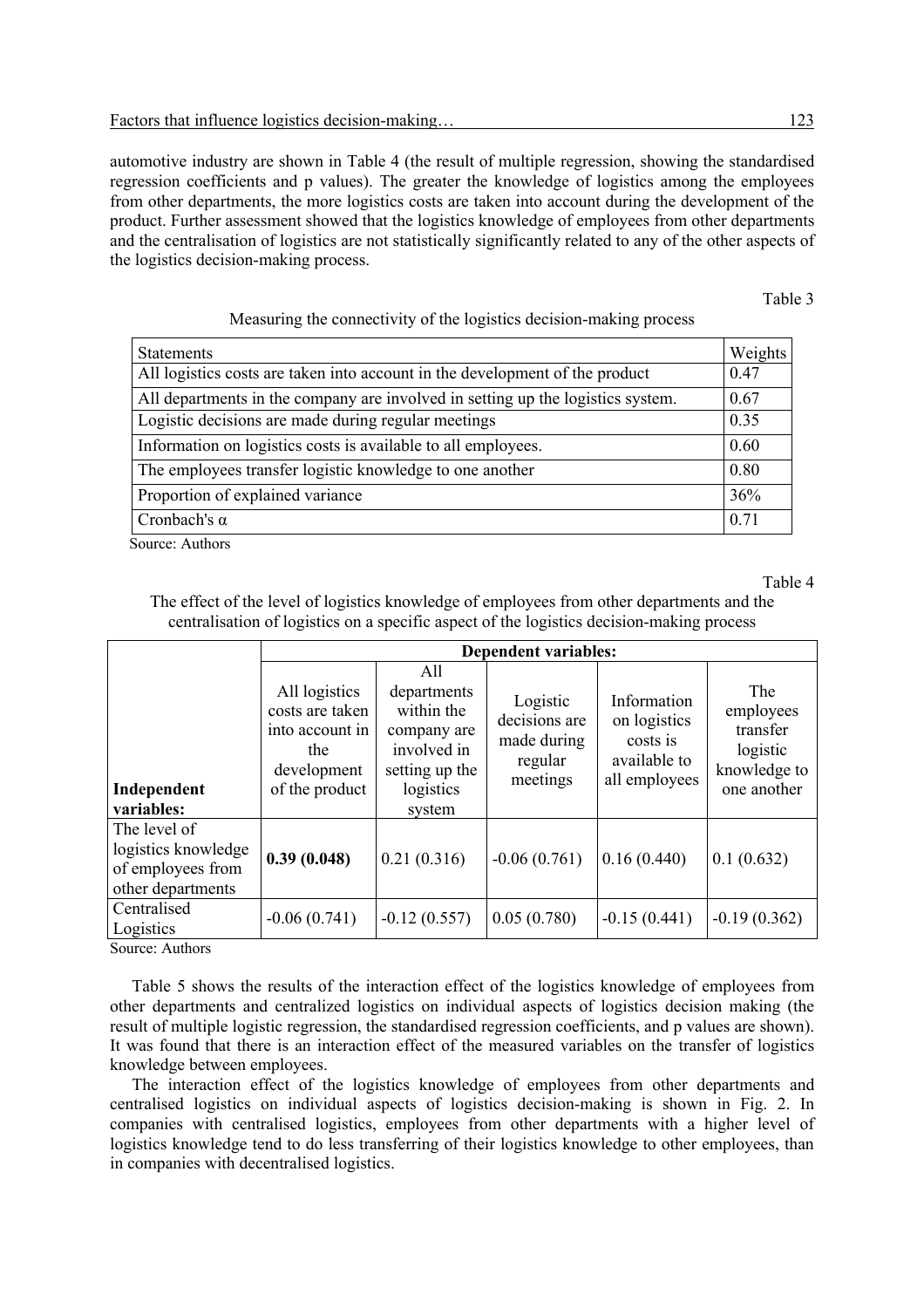automotive industry are shown in Table 4 (the result of multiple regression, showing the standardised regression coefficients and p values). The greater the knowledge of logistics among the employees from other departments, the more logistics costs are taken into account during the development of the product. Further assessment showed that the logistics knowledge of employees from other departments and the centralisation of logistics are not statistically significantly related to any of the other aspects of the logistics decision-making process.

Table 3

Measuring the connectivity of the logistics decision-making process

| Statements | Weights |
|---|---|
| All logistics costs are taken into account in the development of the product | 0.47 |
| All departments in the company are involved in setting up the logistics system. | 0.67 |
| Logistic decisions are made during regular meetings | 0.35 |
| Information on logistics costs is available to all employees. | 0.60 |
| The employees transfer logistic knowledge to one another | 0.80 |
| Proportion of explained variance | 36% |
| Cronbach's α | 0.71 |

Source: Authors

Table 4

The effect of the level of logistics knowledge of employees from other departments and the centralisation of logistics on a specific aspect of the logistics decision-making process

| | **Dependent variables:** | | | | |
|---|---|---|---|---|---|
| **Independent variables:** | All logistics costs are taken into account in the development of the product | All departments within the company are involved in setting up the logistics system | Logistic decisions are made during regular meetings | Information on logistics costs is available to all employees | The employees transfer logistic knowledge to one another |
| The level of logistics knowledge of employees from other departments | **0.39 (0.048)** | 0.21 (0.316) | -0.06 (0.761) | 0.16 (0.440) | 0.1 (0.632) |
| Centralised Logistics | -0.06 (0.741) | -0.12 (0.557) | 0.05 (0.780) | -0.15 (0.441) | -0.19 (0.362) |

Source: Authors

Table 5 shows the results of the interaction effect of the logistics knowledge of employees from other departments and centralized logistics on individual aspects of logistics decision making (the result of multiple logistic regression, the standardised regression coefficients, and p values are shown). It was found that there is an interaction effect of the measured variables on the transfer of logistics knowledge between employees.

The interaction effect of the logistics knowledge of employees from other departments and centralised logistics on individual aspects of logistics decision-making is shown in Fig. 2. In companies with centralised logistics, employees from other departments with a higher level of logistics knowledge tend to do less transferring of their logistics knowledge to other employees, than in companies with decentralised logistics.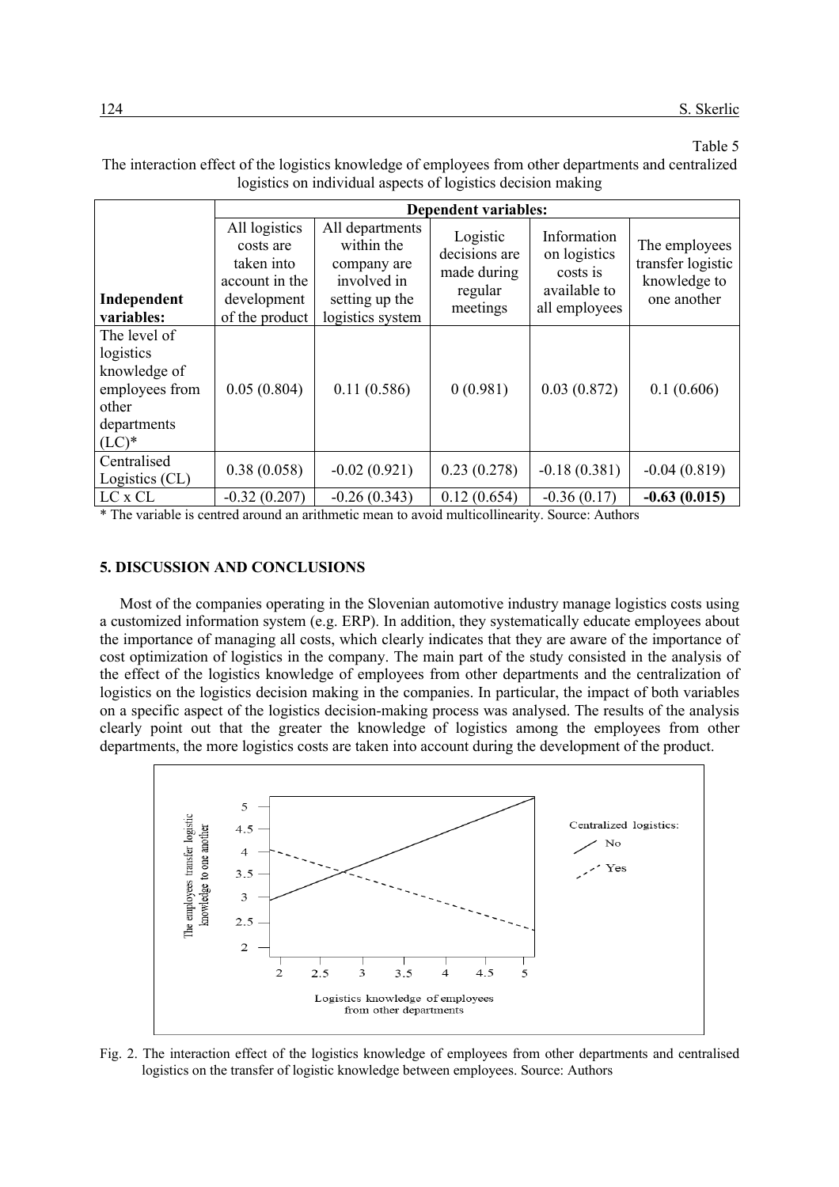Table 5

The interaction effect of the logistics knowledge of employees from other departments and centralized logistics on individual aspects of logistics decision making

| | Dependent variables: | | | | |
|---|---|---|---|---|---|
| **Independent variables:** | All logistics costs are taken into account in the development of the product | All departments within the company are involved in setting up the logistics system | Logistic decisions are made during regular meetings | Information on logistics costs is available to all employees | The employees transfer logistic knowledge to one another |
| The level of logistics knowledge of employees from other departments (LC)* | 0.05 (0.804) | 0.11 (0.586) | 0 (0.981) | 0.03 (0.872) | 0.1 (0.606) |
| Centralised Logistics (CL) | 0.38 (0.058) | -0.02 (0.921) | 0.23 (0.278) | -0.18 (0.381) | -0.04 (0.819) |
| LC x CL | -0.32 (0.207) | -0.26 (0.343) | 0.12 (0.654) | -0.36 (0.17) | **-0.63 (0.015)** |

\* The variable is centred around an arithmetic mean to avoid multicollinearity. Source: Authors

## 5. DISCUSSION AND CONCLUSIONS

Most of the companies operating in the Slovenian automotive industry manage logistics costs using a customized information system (e.g. ERP). In addition, they systematically educate employees about the importance of managing all costs, which clearly indicates that they are aware of the importance of cost optimization of logistics in the company. The main part of the study consisted in the analysis of the effect of the logistics knowledge of employees from other departments and the centralization of logistics on the logistics decision making in the companies. In particular, the impact of both variables on a specific aspect of the logistics decision-making process was analysed. The results of the analysis clearly point out that the greater the knowledge of logistics among the employees from other departments, the more logistics costs are taken into account during the development of the product.

Fig. 2. The interaction effect of the logistics knowledge of employees from other departments and centralised logistics on the transfer of logistic knowledge between employees. Source: Authors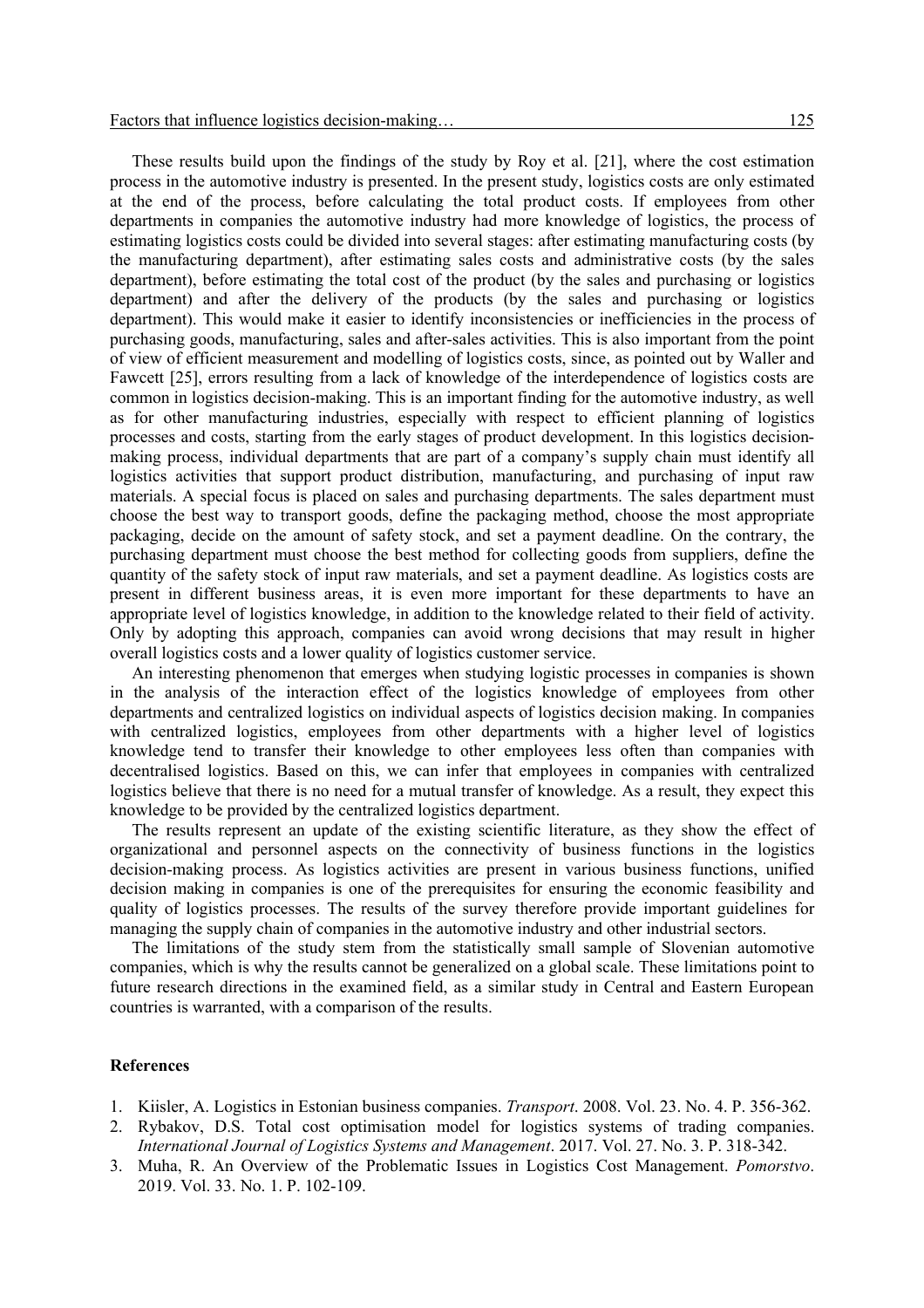These results build upon the findings of the study by Roy et al. [21], where the cost estimation process in the automotive industry is presented. In the present study, logistics costs are only estimated at the end of the process, before calculating the total product costs. If employees from other departments in companies the automotive industry had more knowledge of logistics, the process of estimating logistics costs could be divided into several stages: after estimating manufacturing costs (by the manufacturing department), after estimating sales costs and administrative costs (by the sales department), before estimating the total cost of the product (by the sales and purchasing or logistics department) and after the delivery of the products (by the sales and purchasing or logistics department). This would make it easier to identify inconsistencies or inefficiencies in the process of purchasing goods, manufacturing, sales and after-sales activities. This is also important from the point of view of efficient measurement and modelling of logistics costs, since, as pointed out by Waller and Fawcett [25], errors resulting from a lack of knowledge of the interdependence of logistics costs are common in logistics decision-making. This is an important finding for the automotive industry, as well as for other manufacturing industries, especially with respect to efficient planning of logistics processes and costs, starting from the early stages of product development. In this logistics decision-making process, individual departments that are part of a company's supply chain must identify all logistics activities that support product distribution, manufacturing, and purchasing of input raw materials. A special focus is placed on sales and purchasing departments. The sales department must choose the best way to transport goods, define the packaging method, choose the most appropriate packaging, decide on the amount of safety stock, and set a payment deadline. On the contrary, the purchasing department must choose the best method for collecting goods from suppliers, define the quantity of the safety stock of input raw materials, and set a payment deadline. As logistics costs are present in different business areas, it is even more important for these departments to have an appropriate level of logistics knowledge, in addition to the knowledge related to their field of activity. Only by adopting this approach, companies can avoid wrong decisions that may result in higher overall logistics costs and a lower quality of logistics customer service.

An interesting phenomenon that emerges when studying logistic processes in companies is shown in the analysis of the interaction effect of the logistics knowledge of employees from other departments and centralized logistics on individual aspects of logistics decision making. In companies with centralized logistics, employees from other departments with a higher level of logistics knowledge tend to transfer their knowledge to other employees less often than companies with decentralised logistics. Based on this, we can infer that employees in companies with centralized logistics believe that there is no need for a mutual transfer of knowledge. As a result, they expect this knowledge to be provided by the centralized logistics department.

The results represent an update of the existing scientific literature, as they show the effect of organizational and personnel aspects on the connectivity of business functions in the logistics decision-making process. As logistics activities are present in various business functions, unified decision making in companies is one of the prerequisites for ensuring the economic feasibility and quality of logistics processes. The results of the survey therefore provide important guidelines for managing the supply chain of companies in the automotive industry and other industrial sectors.

The limitations of the study stem from the statistically small sample of Slovenian automotive companies, which is why the results cannot be generalized on a global scale. These limitations point to future research directions in the examined field, as a similar study in Central and Eastern European countries is warranted, with a comparison of the results.

**References**

1. Kiisler, A. Logistics in Estonian business companies. *Transport*. 2008. Vol. 23. No. 4. P. 356-362.
2. Rybakov, D.S. Total cost optimisation model for logistics systems of trading companies. *International Journal of Logistics Systems and Management*. 2017. Vol. 27. No. 3. P. 318-342.
3. Muha, R. An Overview of the Problematic Issues in Logistics Cost Management. *Pomorstvo*. 2019. Vol. 33. No. 1. P. 102-109.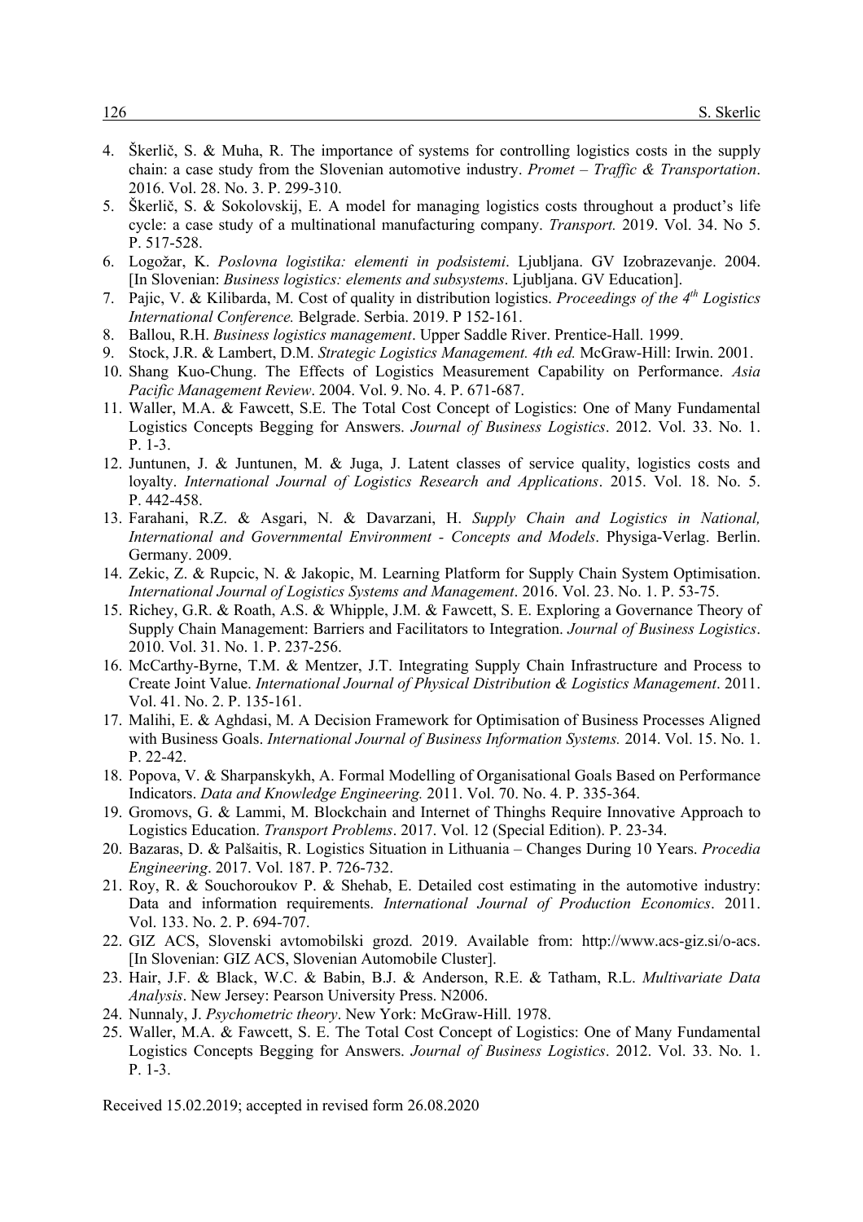4. Škerlič, S. & Muha, R. The importance of systems for controlling logistics costs in the supply chain: a case study from the Slovenian automotive industry. *Promet – Traffic & Transportation*. 2016. Vol. 28. No. 3. P. 299-310.
5. Škerlič, S. & Sokolovskij, E. A model for managing logistics costs throughout a product's life cycle: a case study of a multinational manufacturing company. *Transport.* 2019. Vol. 34. No 5. P. 517-528.
6. Logožar, K. *Poslovna logistika: elementi in podsistemi*. Ljubljana. GV Izobrazevanje. 2004. [In Slovenian: *Business logistics: elements and subsystems*. Ljubljana. GV Education].
7. Pajic, V. & Kilibarda, M. Cost of quality in distribution logistics. *Proceedings of the 4th Logistics International Conference.* Belgrade. Serbia. 2019. P 152-161.
8. Ballou, R.H. *Business logistics management*. Upper Saddle River. Prentice-Hall. 1999.
9. Stock, J.R. & Lambert, D.M. *Strategic Logistics Management. 4th ed.* McGraw-Hill: Irwin. 2001.
10. Shang Kuo-Chung. The Effects of Logistics Measurement Capability on Performance. *Asia Pacific Management Review*. 2004. Vol. 9. No. 4. P. 671-687.
11. Waller, M.A. & Fawcett, S.E. The Total Cost Concept of Logistics: One of Many Fundamental Logistics Concepts Begging for Answers. *Journal of Business Logistics*. 2012. Vol. 33. No. 1. P. 1-3.
12. Juntunen, J. & Juntunen, M. & Juga, J. Latent classes of service quality, logistics costs and loyalty. *International Journal of Logistics Research and Applications*. 2015. Vol. 18. No. 5. P. 442-458.
13. Farahani, R.Z. & Asgari, N. & Davarzani, H. *Supply Chain and Logistics in National, International and Governmental Environment - Concepts and Models*. Physiga-Verlag. Berlin. Germany. 2009.
14. Zekic, Z. & Rupcic, N. & Jakopic, M. Learning Platform for Supply Chain System Optimisation. *International Journal of Logistics Systems and Management*. 2016. Vol. 23. No. 1. P. 53-75.
15. Richey, G.R. & Roath, A.S. & Whipple, J.M. & Fawcett, S. E. Exploring a Governance Theory of Supply Chain Management: Barriers and Facilitators to Integration. *Journal of Business Logistics*. 2010. Vol. 31. No. 1. P. 237-256.
16. McCarthy-Byrne, T.M. & Mentzer, J.T. Integrating Supply Chain Infrastructure and Process to Create Joint Value. *International Journal of Physical Distribution & Logistics Management*. 2011. Vol. 41. No. 2. P. 135-161.
17. Malihi, E. & Aghdasi, M. A Decision Framework for Optimisation of Business Processes Aligned with Business Goals. *International Journal of Business Information Systems.* 2014. Vol. 15. No. 1. P. 22-42.
18. Popova, V. & Sharpanskykh, A. Formal Modelling of Organisational Goals Based on Performance Indicators. *Data and Knowledge Engineering.* 2011. Vol. 70. No. 4. P. 335-364.
19. Gromovs, G. & Lammi, M. Blockchain and Internet of Thinghs Require Innovative Approach to Logistics Education. *Transport Problems*. 2017. Vol. 12 (Special Edition). P. 23-34.
20. Bazaras, D. & Palšaitis, R. Logistics Situation in Lithuania – Changes During 10 Years. *Procedia Engineering*. 2017. Vol. 187. P. 726-732.
21. Roy, R. & Souchoroukov P. & Shehab, E. Detailed cost estimating in the automotive industry: Data and information requirements. *International Journal of Production Economics*. 2011. Vol. 133. No. 2. P. 694-707.
22. GIZ ACS, Slovenski avtomobilski grozd. 2019. Available from: http://www.acs-giz.si/o-acs. [In Slovenian: GIZ ACS, Slovenian Automobile Cluster].
23. Hair, J.F. & Black, W.C. & Babin, B.J. & Anderson, R.E. & Tatham, R.L. *Multivariate Data Analysis*. New Jersey: Pearson University Press. N2006.
24. Nunnaly, J. *Psychometric theory*. New York: McGraw-Hill. 1978.
25. Waller, M.A. & Fawcett, S. E. The Total Cost Concept of Logistics: One of Many Fundamental Logistics Concepts Begging for Answers. *Journal of Business Logistics*. 2012. Vol. 33. No. 1. P. 1-3.

Received 15.02.2019; accepted in revised form 26.08.2020